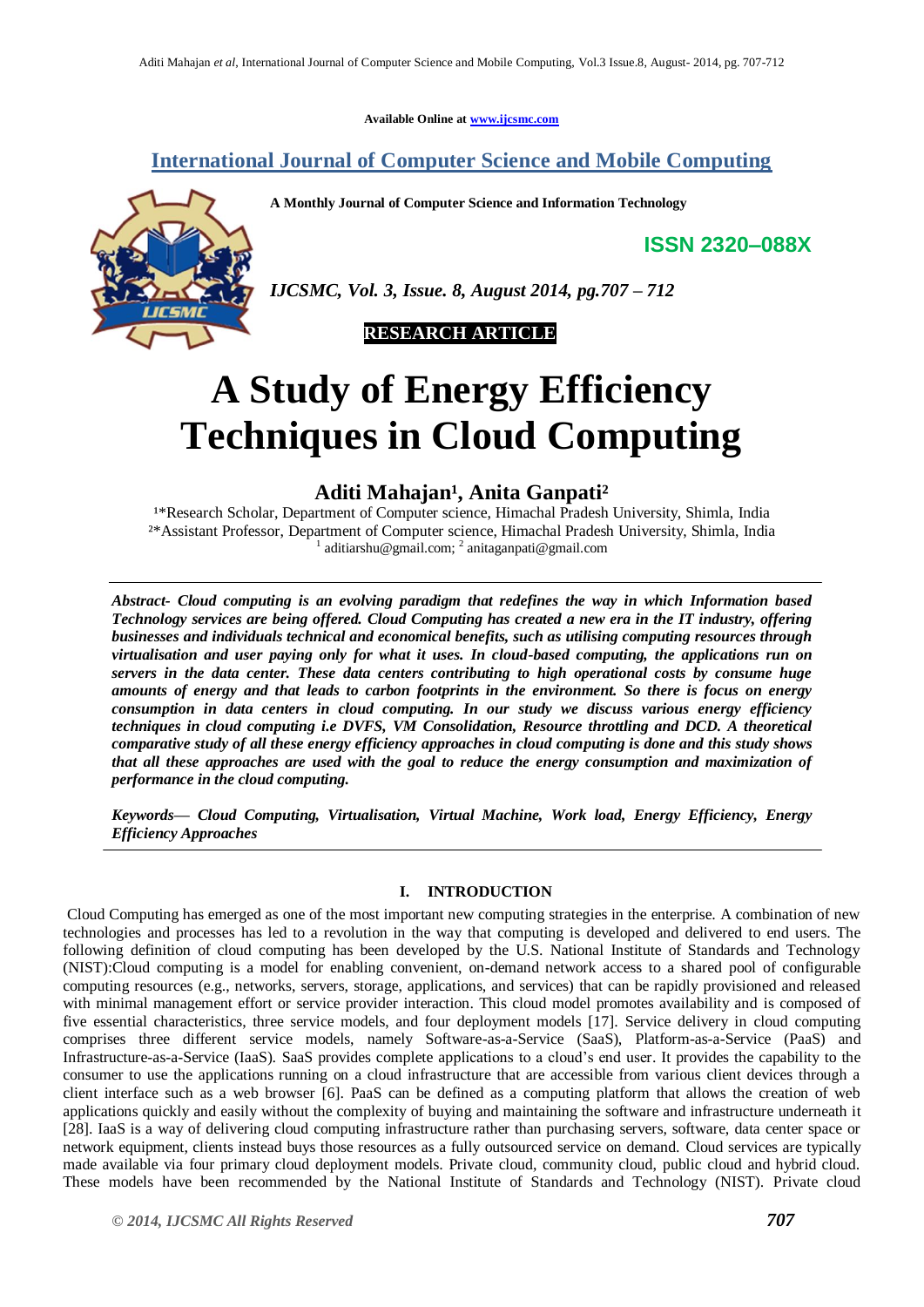Available Online at www.ijcsmc.com

# International Journal of Computer Science and Mobile Computing

**A Monthly Journal of Computer Science and Information Technology**

**ISSN 2320–088X**

*IJCSMC, Vol. 3, Issue. 8, August 2014, pg.707 – 712*

**RESEARCH ARTICLE**

# A Study of Energy Efficiency Techniques in Cloud Computing

## Aditi Mahajan[1], Anita Ganpati[2]

[1]*Research Scholar, Department of Computer science, Himachal Pradesh University, Shimla, India
[2]*Assistant Professor, Department of Computer science, Himachal Pradesh University, Shimla, India
[1] aditiarshu@gmail.com; [2] anitaganpati@gmail.com

***Abstract- Cloud computing is an evolving paradigm that redefines the way in which Information based Technology services are being offered. Cloud Computing has created a new era in the IT industry, offering businesses and individuals technical and economical benefits, such as utilising computing resources through virtualisation and user paying only for what it uses. In cloud-based computing, the applications run on servers in the data center. These data centers contributing to high operational costs by consume huge amounts of energy and that leads to carbon footprints in the environment. So there is focus on energy consumption in data centers in cloud computing. In our study we discuss various energy efficiency techniques in cloud computing i.e DVFS, VM Consolidation, Resource throttling and DCD. A theoretical comparative study of all these energy efficiency approaches in cloud computing is done and this study shows that all these approaches are used with the goal to reduce the energy consumption and maximization of performance in the cloud computing.***

***Keywords— Cloud Computing, Virtualisation, Virtual Machine, Work load, Energy Efficiency, Energy Efficiency Approaches***

## I. INTRODUCTION

Cloud Computing has emerged as one of the most important new computing strategies in the enterprise. A combination of new technologies and processes has led to a revolution in the way that computing is developed and delivered to end users. The following definition of cloud computing has been developed by the U.S. National Institute of Standards and Technology (NIST):Cloud computing is a model for enabling convenient, on-demand network access to a shared pool of configurable computing resources (e.g., networks, servers, storage, applications, and services) that can be rapidly provisioned and released with minimal management effort or service provider interaction. This cloud model promotes availability and is composed of five essential characteristics, three service models, and four deployment models [17]. Service delivery in cloud computing comprises three different service models, namely Software-as-a-Service (SaaS), Platform-as-a-Service (PaaS) and Infrastructure-as-a-Service (IaaS). SaaS provides complete applications to a cloud's end user. It provides the capability to the consumer to use the applications running on a cloud infrastructure that are accessible from various client devices through a client interface such as a web browser [6]. PaaS can be defined as a computing platform that allows the creation of web applications quickly and easily without the complexity of buying and maintaining the software and infrastructure underneath it [28]. IaaS is a way of delivering cloud computing infrastructure rather than purchasing servers, software, data center space or network equipment, clients instead buys those resources as a fully outsourced service on demand. Cloud services are typically made available via four primary cloud deployment models. Private cloud, community cloud, public cloud and hybrid cloud. These models have been recommended by the National Institute of Standards and Technology (NIST). Private cloud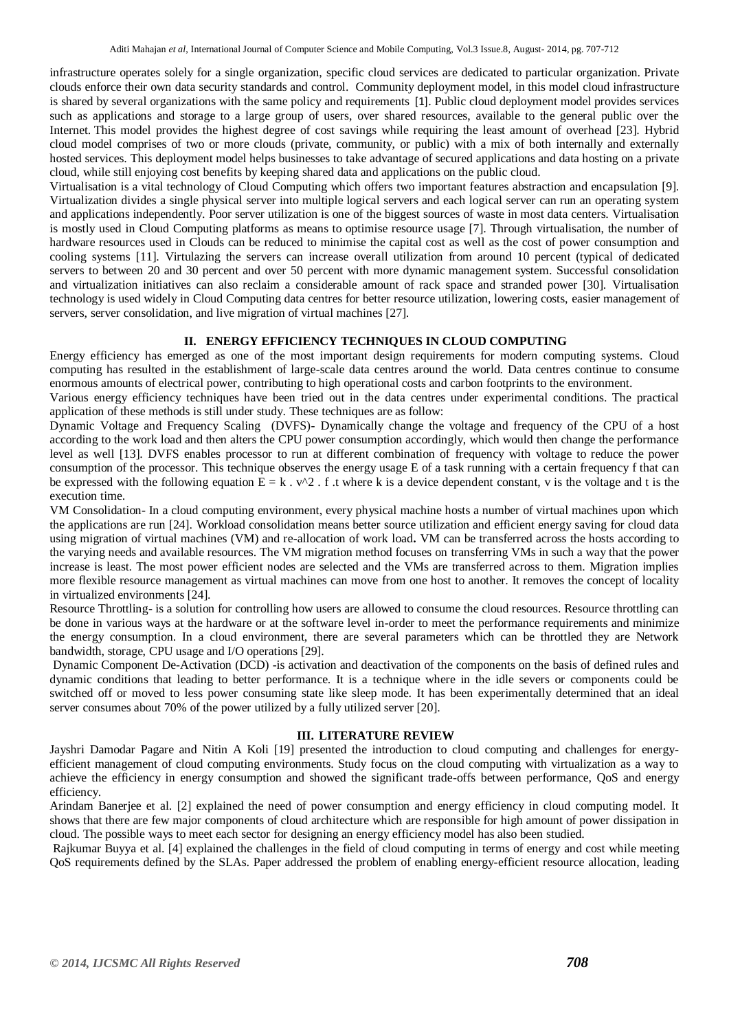infrastructure operates solely for a single organization, specific cloud services are dedicated to particular organization. Private clouds enforce their own data security standards and control. Community deployment model, in this model cloud infrastructure is shared by several organizations with the same policy and requirements [1]. Public cloud deployment model provides services such as applications and storage to a large group of users, over shared resources, available to the general public over the Internet. This model provides the highest degree of cost savings while requiring the least amount of overhead [23]. Hybrid cloud model comprises of two or more clouds (private, community, or public) with a mix of both internally and externally hosted services. This deployment model helps businesses to take advantage of secured applications and data hosting on a private cloud, while still enjoying cost benefits by keeping shared data and applications on the public cloud.

Virtualisation is a vital technology of Cloud Computing which offers two important features abstraction and encapsulation [9]. Virtualization divides a single physical server into multiple logical servers and each logical server can run an operating system and applications independently. Poor server utilization is one of the biggest sources of waste in most data centers. Virtualisation is mostly used in Cloud Computing platforms as means to optimise resource usage [7]. Through virtualisation, the number of hardware resources used in Clouds can be reduced to minimise the capital cost as well as the cost of power consumption and cooling systems [11]. Virtulazing the servers can increase overall utilization from around 10 percent (typical of dedicated servers to between 20 and 30 percent and over 50 percent with more dynamic management system. Successful consolidation and virtualization initiatives can also reclaim a considerable amount of rack space and stranded power [30]. Virtualisation technology is used widely in Cloud Computing data centres for better resource utilization, lowering costs, easier management of servers, server consolidation, and live migration of virtual machines [27].

## II. ENERGY EFFICIENCY TECHNIQUES IN CLOUD COMPUTING

Energy efficiency has emerged as one of the most important design requirements for modern computing systems. Cloud computing has resulted in the establishment of large-scale data centres around the world. Data centres continue to consume enormous amounts of electrical power, contributing to high operational costs and carbon footprints to the environment.

Various energy efficiency techniques have been tried out in the data centres under experimental conditions. The practical application of these methods is still under study. These techniques are as follow:

Dynamic Voltage and Frequency Scaling (DVFS)- Dynamically change the voltage and frequency of the CPU of a host according to the work load and then alters the CPU power consumption accordingly, which would then change the performance level as well [13]. DVFS enables processor to run at different combination of frequency with voltage to reduce the power consumption of the processor. This technique observes the energy usage E of a task running with a certain frequency f that can be expressed with the following equation $E = k \cdot v^2 \cdot f \cdot t$ where k is a device dependent constant, v is the voltage and t is the execution time.

VM Consolidation- In a cloud computing environment, every physical machine hosts a number of virtual machines upon which the applications are run [24]. Workload consolidation means better source utilization and efficient energy saving for cloud data using migration of virtual machines (VM) and re-allocation of work load**.** VM can be transferred across the hosts according to the varying needs and available resources. The VM migration method focuses on transferring VMs in such a way that the power increase is least. The most power efficient nodes are selected and the VMs are transferred across to them. Migration implies more flexible resource management as virtual machines can move from one host to another. It removes the concept of locality in virtualized environments [24].

Resource Throttling- is a solution for controlling how users are allowed to consume the cloud resources. Resource throttling can be done in various ways at the hardware or at the software level in-order to meet the performance requirements and minimize the energy consumption. In a cloud environment, there are several parameters which can be throttled they are Network bandwidth, storage, CPU usage and I/O operations [29].

Dynamic Component De-Activation (DCD) -is activation and deactivation of the components on the basis of defined rules and dynamic conditions that leading to better performance. It is a technique where in the idle severs or components could be switched off or moved to less power consuming state like sleep mode. It has been experimentally determined that an ideal server consumes about 70% of the power utilized by a fully utilized server [20].

## III. LITERATURE REVIEW

Jayshri Damodar Pagare and Nitin A Koli [19] presented the introduction to cloud computing and challenges for energy-efficient management of cloud computing environments. Study focus on the cloud computing with virtualization as a way to achieve the efficiency in energy consumption and showed the significant trade-offs between performance, QoS and energy efficiency.

Arindam Banerjee et al. [2] explained the need of power consumption and energy efficiency in cloud computing model. It shows that there are few major components of cloud architecture which are responsible for high amount of power dissipation in cloud. The possible ways to meet each sector for designing an energy efficiency model has also been studied.

Rajkumar Buyya et al. [4] explained the challenges in the field of cloud computing in terms of energy and cost while meeting QoS requirements defined by the SLAs. Paper addressed the problem of enabling energy-efficient resource allocation, leading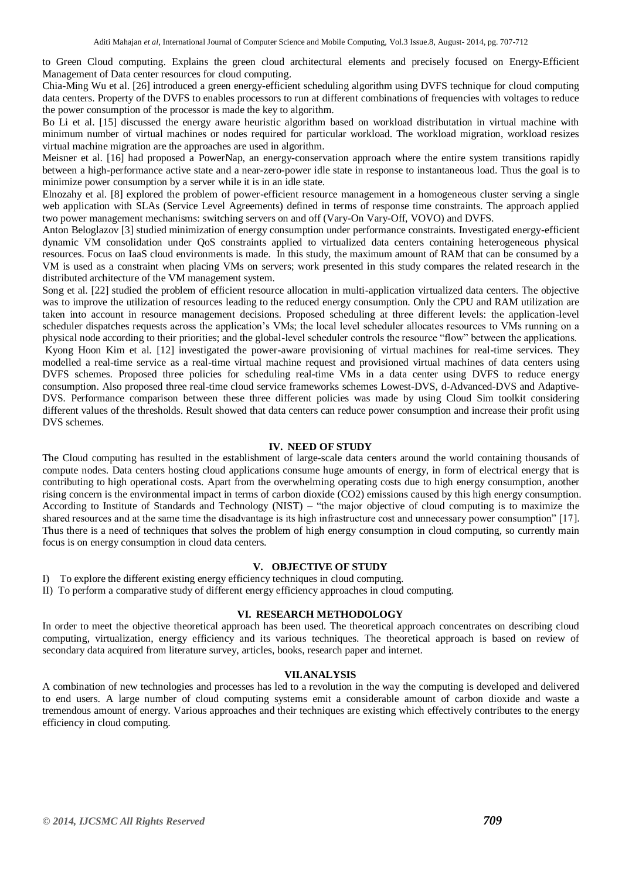to Green Cloud computing. Explains the green cloud architectural elements and precisely focused on Energy-Efficient Management of Data center resources for cloud computing.

Chia-Ming Wu et al. [26] introduced a green energy-efficient scheduling algorithm using DVFS technique for cloud computing data centers. Property of the DVFS to enables processors to run at different combinations of frequencies with voltages to reduce the power consumption of the processor is made the key to algorithm.

Bo Li et al. [15] discussed the energy aware heuristic algorithm based on workload distributation in virtual machine with minimum number of virtual machines or nodes required for particular workload. The workload migration, workload resizes virtual machine migration are the approaches are used in algorithm.

Meisner et al. [16] had proposed a PowerNap, an energy-conservation approach where the entire system transitions rapidly between a high-performance active state and a near-zero-power idle state in response to instantaneous load. Thus the goal is to minimize power consumption by a server while it is in an idle state.

Elnozahy et al. [8] explored the problem of power-efficient resource management in a homogeneous cluster serving a single web application with SLAs (Service Level Agreements) defined in terms of response time constraints. The approach applied two power management mechanisms: switching servers on and off (Vary-On Vary-Off, VOVO) and DVFS.

Anton Beloglazov [3] studied minimization of energy consumption under performance constraints. Investigated energy-efficient dynamic VM consolidation under QoS constraints applied to virtualized data centers containing heterogeneous physical resources. Focus on IaaS cloud environments is made. In this study, the maximum amount of RAM that can be consumed by a VM is used as a constraint when placing VMs on servers; work presented in this study compares the related research in the distributed architecture of the VM management system.

Song et al. [22] studied the problem of efficient resource allocation in multi-application virtualized data centers. The objective was to improve the utilization of resources leading to the reduced energy consumption. Only the CPU and RAM utilization are taken into account in resource management decisions. Proposed scheduling at three different levels: the application-level scheduler dispatches requests across the application's VMs; the local level scheduler allocates resources to VMs running on a physical node according to their priorities; and the global-level scheduler controls the resource "flow" between the applications.

Kyong Hoon Kim et al. [12] investigated the power-aware provisioning of virtual machines for real-time services. They modelled a real-time service as a real-time virtual machine request and provisioned virtual machines of data centers using DVFS schemes. Proposed three policies for scheduling real-time VMs in a data center using DVFS to reduce energy consumption. Also proposed three real-time cloud service frameworks schemes Lowest-DVS, d-Advanced-DVS and Adaptive-DVS. Performance comparison between these three different policies was made by using Cloud Sim toolkit considering different values of the thresholds. Result showed that data centers can reduce power consumption and increase their profit using DVS schemes.

## IV. NEED OF STUDY

The Cloud computing has resulted in the establishment of large-scale data centers around the world containing thousands of compute nodes. Data centers hosting cloud applications consume huge amounts of energy, in form of electrical energy that is contributing to high operational costs. Apart from the overwhelming operating costs due to high energy consumption, another rising concern is the environmental impact in terms of carbon dioxide ($CO_2$) emissions caused by this high energy consumption. According to Institute of Standards and Technology (NIST) – "the major objective of cloud computing is to maximize the shared resources and at the same time the disadvantage is its high infrastructure cost and unnecessary power consumption" [17]. Thus there is a need of techniques that solves the problem of high energy consumption in cloud computing, so currently main focus is on energy consumption in cloud data centers.

## V. OBJECTIVE OF STUDY

I) To explore the different existing energy efficiency techniques in cloud computing.

II) To perform a comparative study of different energy efficiency approaches in cloud computing.

## VI. RESEARCH METHODOLOGY

In order to meet the objective theoretical approach has been used. The theoretical approach concentrates on describing cloud computing, virtualization, energy efficiency and its various techniques. The theoretical approach is based on review of secondary data acquired from literature survey, articles, books, research paper and internet.

## VII. ANALYSIS

A combination of new technologies and processes has led to a revolution in the way the computing is developed and delivered to end users. A large number of cloud computing systems emit a considerable amount of carbon dioxide and waste a tremendous amount of energy. Various approaches and their techniques are existing which effectively contributes to the energy efficiency in cloud computing.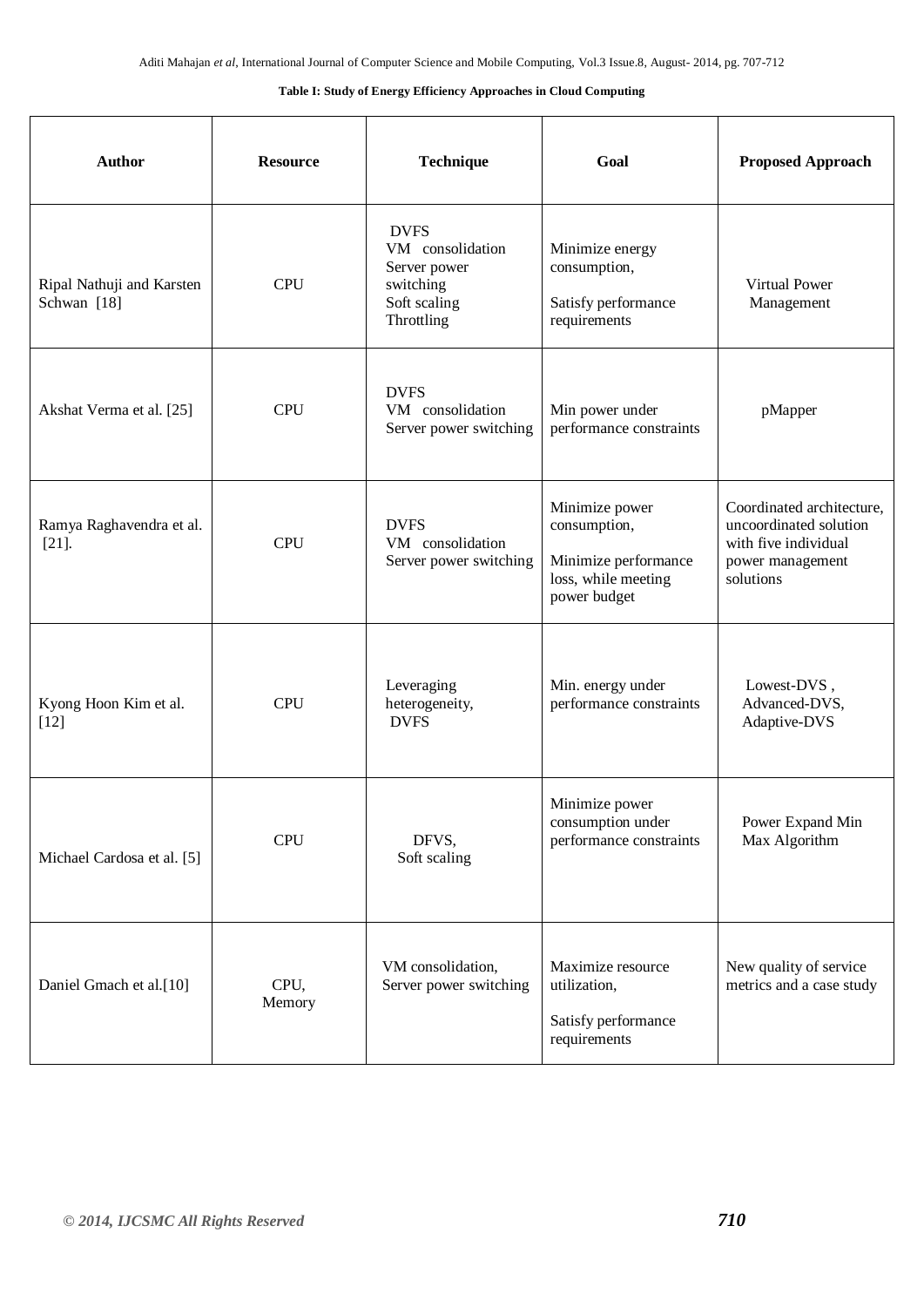**Table I: Study of Energy Efficiency Approaches in Cloud Computing**

| Author | Resource | Technique | Goal | Proposed Approach |
|---|---|---|---|---|
| Ripal Nathuji and Karsten Schwan [18] | CPU | DVFS<br>VM consolidation<br>Server power switching<br>Soft scaling<br>Throttling | Minimize energy consumption,<br><br>Satisfy performance requirements | Virtual Power Management |
| Akshat Verma et al. [25] | CPU | DVFS<br>VM consolidation<br>Server power switching | Min power under performance constraints | pMapper |
| Ramya Raghavendra et al. [21]. | CPU | DVFS<br>VM consolidation<br>Server power switching | Minimize power consumption,<br><br>Minimize performance loss, while meeting power budget | Coordinated architecture, uncoordinated solution with five individual power management solutions |
| Kyong Hoon Kim et al. [12] | CPU | Leveraging heterogeneity,<br>DVFS | Min. energy under performance constraints | Lowest-DVS ,<br>Advanced-DVS,<br>Adaptive-DVS |
| Michael Cardosa et al. [5] | CPU | DFVS,<br>Soft scaling | Minimize power consumption under performance constraints | Power Expand Min Max Algorithm |
| Daniel Gmach et al.[10] | CPU,<br>Memory | VM consolidation,<br>Server power switching | Maximize resource utilization,<br><br>Satisfy performance requirements | New quality of service metrics and a case study |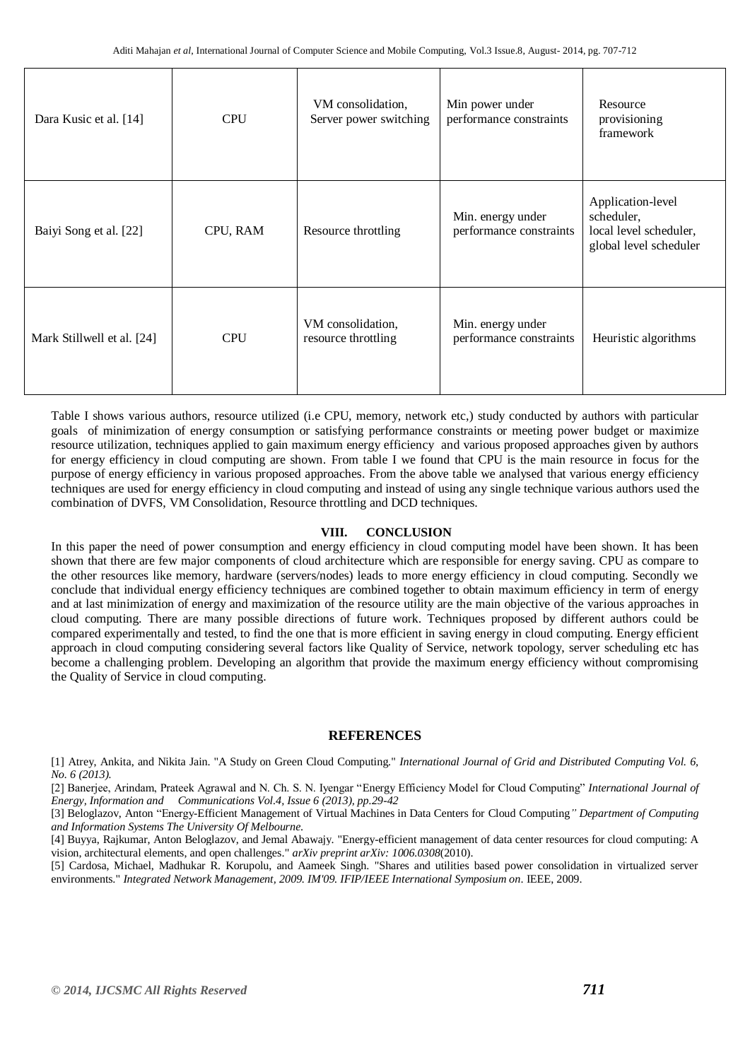| | | | | |
|---|---|---|---|---|
| Dara Kusic et al. [14] | CPU | VM consolidation, Server power switching | Min power under performance constraints | Resource provisioning framework |
| Baiyi Song et al. [22] | CPU, RAM | Resource throttling | Min. energy under performance constraints | Application-level scheduler, local level scheduler, global level scheduler |
| Mark Stillwell et al. [24] | CPU | VM consolidation, resource throttling | Min. energy under performance constraints | Heuristic algorithms |

Table I shows various authors, resource utilized (i.e CPU, memory, network etc,) study conducted by authors with particular goals of minimization of energy consumption or satisfying performance constraints or meeting power budget or maximize resource utilization, techniques applied to gain maximum energy efficiency and various proposed approaches given by authors for energy efficiency in cloud computing are shown. From table I we found that CPU is the main resource in focus for the purpose of energy efficiency in various proposed approaches. From the above table we analysed that various energy efficiency techniques are used for energy efficiency in cloud computing and instead of using any single technique various authors used the combination of DVFS, VM Consolidation, Resource throttling and DCD techniques.

## VIII. CONCLUSION

In this paper the need of power consumption and energy efficiency in cloud computing model have been shown. It has been shown that there are few major components of cloud architecture which are responsible for energy saving. CPU as compare to the other resources like memory, hardware (servers/nodes) leads to more energy efficiency in cloud computing. Secondly we conclude that individual energy efficiency techniques are combined together to obtain maximum efficiency in term of energy and at last minimization of energy and maximization of the resource utility are the main objective of the various approaches in cloud computing. There are many possible directions of future work. Techniques proposed by different authors could be compared experimentally and tested, to find the one that is more efficient in saving energy in cloud computing. Energy efficient approach in cloud computing considering several factors like Quality of Service, network topology, server scheduling etc has become a challenging problem. Developing an algorithm that provide the maximum energy efficiency without compromising the Quality of Service in cloud computing.

## REFERENCES

[1] Atrey, Ankita, and Nikita Jain. "A Study on Green Cloud Computing." *International Journal of Grid and Distributed Computing Vol. 6, No. 6 (2013).*

[2] Banerjee, Arindam, Prateek Agrawal and N. Ch. S. N. Iyengar "Energy Efficiency Model for Cloud Computing" *International Journal of Energy, Information and Communications Vol.4, Issue 6 (2013), pp.29-42*

[3] Beloglazov, Anton "Energy-Efficient Management of Virtual Machines in Data Centers for Cloud Computing*" Department of Computing and Information Systems The University Of Melbourne.*

[4] Buyya, Rajkumar, Anton Beloglazov, and Jemal Abawajy. "Energy-efficient management of data center resources for cloud computing: A vision, architectural elements, and open challenges." *arXiv preprint arXiv: 1006.0308*(2010).

[5] Cardosa, Michael, Madhukar R. Korupolu, and Aameek Singh. "Shares and utilities based power consolidation in virtualized server environments." *Integrated Network Management, 2009. IM'09. IFIP/IEEE International Symposium on*. IEEE, 2009.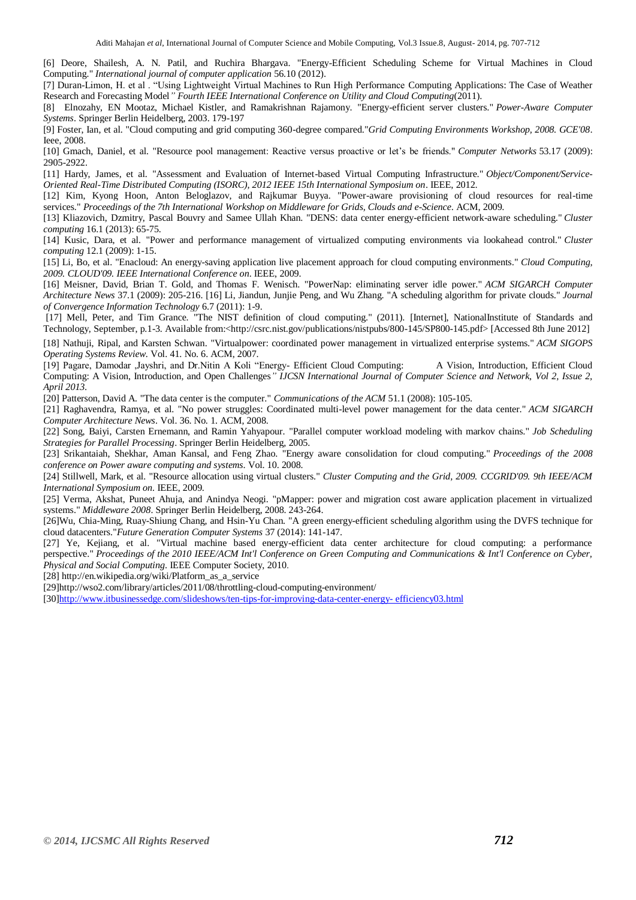[6] Deore, Shailesh, A. N. Patil, and Ruchira Bhargava. "Energy-Efficient Scheduling Scheme for Virtual Machines in Cloud Computing." *International journal of computer application* 56.10 (2012).

[7] Duran-Limon, H. et al . "Using Lightweight Virtual Machines to Run High Performance Computing Applications: The Case of Weather Research and Forecasting Model*" Fourth IEEE International Conference on Utility and Cloud Computing*(2011).

[8] Elnozahy, EN Mootaz, Michael Kistler, and Ramakrishnan Rajamony. "Energy-efficient server clusters." *Power-Aware Computer Systems*. Springer Berlin Heidelberg, 2003. 179-197

[9] Foster, Ian, et al. "Cloud computing and grid computing 360-degree compared."*Grid Computing Environments Workshop, 2008. GCE'08*. Ieee, 2008.

[10] Gmach, Daniel, et al. "Resource pool management: Reactive versus proactive or let's be friends." *Computer Networks* 53.17 (2009): 2905-2922.

[11] Hardy, James, et al. "Assessment and Evaluation of Internet-based Virtual Computing Infrastructure." *Object/Component/Service-Oriented Real-Time Distributed Computing (ISORC), 2012 IEEE 15th International Symposium on*. IEEE, 2012.

[12] Kim, Kyong Hoon, Anton Beloglazov, and Rajkumar Buyya. "Power-aware provisioning of cloud resources for real-time services." *Proceedings of the 7th International Workshop on Middleware for Grids, Clouds and e-Science*. ACM, 2009.

[13] Kliazovich, Dzmitry, Pascal Bouvry and Samee Ullah Khan. "DENS: data center energy-efficient network-aware scheduling." *Cluster computing* 16.1 (2013): 65-75.

[14] Kusic, Dara, et al. "Power and performance management of virtualized computing environments via lookahead control." *Cluster computing* 12.1 (2009): 1-15.

[15] Li, Bo, et al. "Enacloud: An energy-saving application live placement approach for cloud computing environments." *Cloud Computing, 2009. CLOUD'09. IEEE International Conference on*. IEEE, 2009.

[16] Meisner, David, Brian T. Gold, and Thomas F. Wenisch. "PowerNap: eliminating server idle power." *ACM SIGARCH Computer Architecture News* 37.1 (2009): 205-216. [16] Li, Jiandun, Junjie Peng, and Wu Zhang. "A scheduling algorithm for private clouds." *Journal of Convergence Information Technology* 6.7 (2011): 1-9.

[17] Mell, Peter, and Tim Grance. "The NIST definition of cloud computing." (2011). [Internet], NationalInstitute of Standards and Technology, September, p.1-3. Available from:<http://csrc.nist.gov/publications/nistpubs/800-145/SP800-145.pdf> [Accessed 8th June 2012]

[18] Nathuji, Ripal, and Karsten Schwan. "Virtualpower: coordinated power management in virtualized enterprise systems." *ACM SIGOPS Operating Systems Review*. Vol. 41. No. 6. ACM, 2007.

[19] Pagare, Damodar ,Jayshri, and Dr.Nitin A Koli "Energy- Efficient Cloud Computing: A Vision, Introduction, Efficient Cloud Computing: A Vision, Introduction, and Open Challenges*" IJCSN International Journal of Computer Science and Network, Vol 2, Issue 2, April 2013*.

[20] Patterson, David A. "The data center is the computer." *Communications of the ACM* 51.1 (2008): 105-105.

[21] Raghavendra, Ramya, et al. "No power struggles: Coordinated multi-level power management for the data center." *ACM SIGARCH Computer Architecture News*. Vol. 36. No. 1. ACM, 2008.

[22] Song, Baiyi, Carsten Ernemann, and Ramin Yahyapour. "Parallel computer workload modeling with markov chains." *Job Scheduling Strategies for Parallel Processing*. Springer Berlin Heidelberg, 2005.

[23] Srikantaiah, Shekhar, Aman Kansal, and Feng Zhao. "Energy aware consolidation for cloud computing." *Proceedings of the 2008 conference on Power aware computing and systems*. Vol. 10. 2008.

[24] Stillwell, Mark, et al. "Resource allocation using virtual clusters." *Cluster Computing and the Grid, 2009. CCGRID'09. 9th IEEE/ACM International Symposium on*. IEEE, 2009.

[25] Verma, Akshat, Puneet Ahuja, and Anindya Neogi. "pMapper: power and migration cost aware application placement in virtualized systems." *Middleware 2008*. Springer Berlin Heidelberg, 2008. 243-264.

[26]Wu, Chia-Ming, Ruay-Shiung Chang, and Hsin-Yu Chan. "A green energy-efficient scheduling algorithm using the DVFS technique for cloud datacenters."*Future Generation Computer Systems* 37 (2014): 141-147.

[27] Ye, Kejiang, et al. "Virtual machine based energy-efficient data center architecture for cloud computing: a performance perspective." *Proceedings of the 2010 IEEE/ACM Int'l Conference on Green Computing and Communications & Int'l Conference on Cyber, Physical and Social Computing*. IEEE Computer Society, 2010.

[28] http://en.wikipedia.org/wiki/Platform_as_a_service

[29]http://wso2.com/library/articles/2011/08/throttling-cloud-computing-environment/

[30]http://www.itbusinessedge.com/slideshows/ten-tips-for-improving-data-center-energy- efficiency03.html